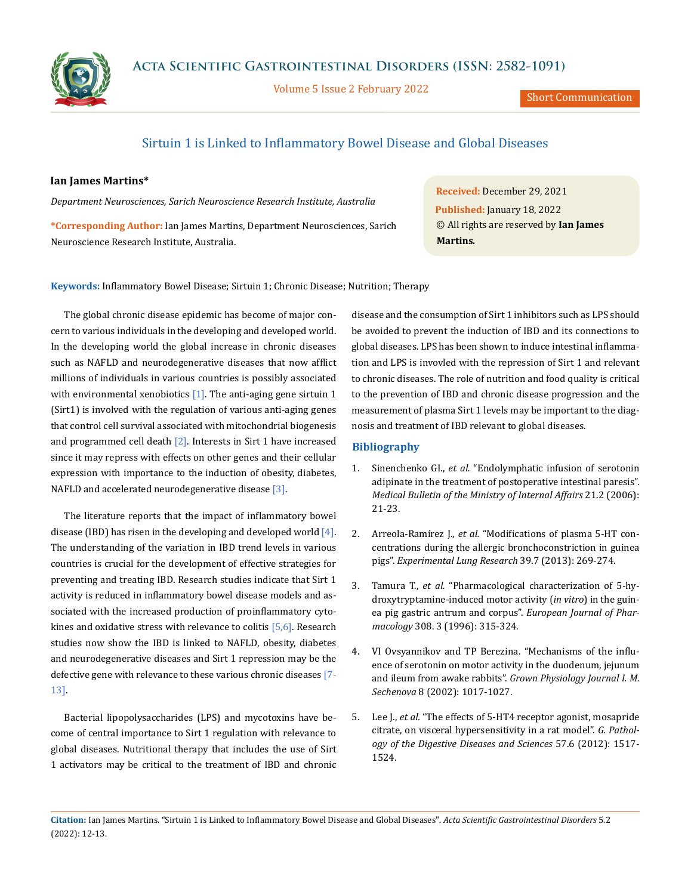# Sirtuin 1 is Linked to Inflammatory Bowel Disease and Global Diseases

**Ian James Martins***

*Department Neurosciences, Sarich Neuroscience Research Institute, Australia*

**\*Corresponding Author:** Ian James Martins, Department Neurosciences, Sarich Neuroscience Research Institute, Australia.

**Received:** December 29, 2021
**Published:** January 18, 2022
© All rights are reserved by **Ian James Martins.**

**Keywords:** Inflammatory Bowel Disease; Sirtuin 1; Chronic Disease; Nutrition; Therapy

The global chronic disease epidemic has become of major concern to various individuals in the developing and developed world. In the developing world the global increase in chronic diseases such as NAFLD and neurodegenerative diseases that now afflict millions of individuals in various countries is possibly associated with environmental xenobiotics [1]. The anti-aging gene sirtuin 1 (Sirt1) is involved with the regulation of various anti-aging genes that control cell survival associated with mitochondrial biogenesis and programmed cell death [2]. Interests in Sirt 1 have increased since it may repress with effects on other genes and their cellular expression with importance to the induction of obesity, diabetes, NAFLD and accelerated neurodegenerative disease [3].

The literature reports that the impact of inflammatory bowel disease (IBD) has risen in the developing and developed world [4]. The understanding of the variation in IBD trend levels in various countries is crucial for the development of effective strategies for preventing and treating IBD. Research studies indicate that Sirt 1 activity is reduced in inflammatory bowel disease models and associated with the increased production of proinflammatory cytokines and oxidative stress with relevance to colitis [5,6]. Research studies now show the IBD is linked to NAFLD, obesity, diabetes and neurodegenerative diseases and Sirt 1 repression may be the defective gene with relevance to these various chronic diseases [7-13].

Bacterial lipopolysaccharides (LPS) and mycotoxins have become of central importance to Sirt 1 regulation with relevance to global diseases. Nutritional therapy that includes the use of Sirt 1 activators may be critical to the treatment of IBD and chronic disease and the consumption of Sirt 1 inhibitors such as LPS should be avoided to prevent the induction of IBD and its connections to global diseases. LPS has been shown to induce intestinal inflammation and LPS is invovled with the repression of Sirt 1 and relevant to chronic diseases. The role of nutrition and food quality is critical to the prevention of IBD and chronic disease progression and the measurement of plasma Sirt 1 levels may be important to the diagnosis and treatment of IBD relevant to global diseases.

## Bibliography

1. Sinenchenko GI., *et al.* "Endolymphatic infusion of serotonin adipinate in the treatment of postoperative intestinal paresis". *Medical Bulletin of the Ministry of Internal Affairs* 21.2 (2006): 21-23.
2. Arreola-Ramírez J., *et al.* "Modifications of plasma 5-HT concentrations during the allergic bronchoconstriction in guinea pigs". *Experimental Lung Research* 39.7 (2013): 269-274.
3. Tamura T., *et al.* "Pharmacological characterization of 5-hydroxytryptamine-induced motor activity (*in vitro*) in the guinea pig gastric antrum and corpus". *European Journal of Pharmacology* 308. 3 (1996): 315-324.
4. VI Ovsyannikov and TP Berezina. "Mechanisms of the influence of serotonin on motor activity in the duodenum, jejunum and ileum from awake rabbits". *Grown Physiology Journal I. M. Sechenova* 8 (2002): 1017-1027.
5. Lee J., *et al.* "The effects of 5-HT4 receptor agonist, mosapride citrate, on visceral hypersensitivity in a rat model". *G. Pathology of the Digestive Diseases and Sciences* 57.6 (2012): 1517-1524.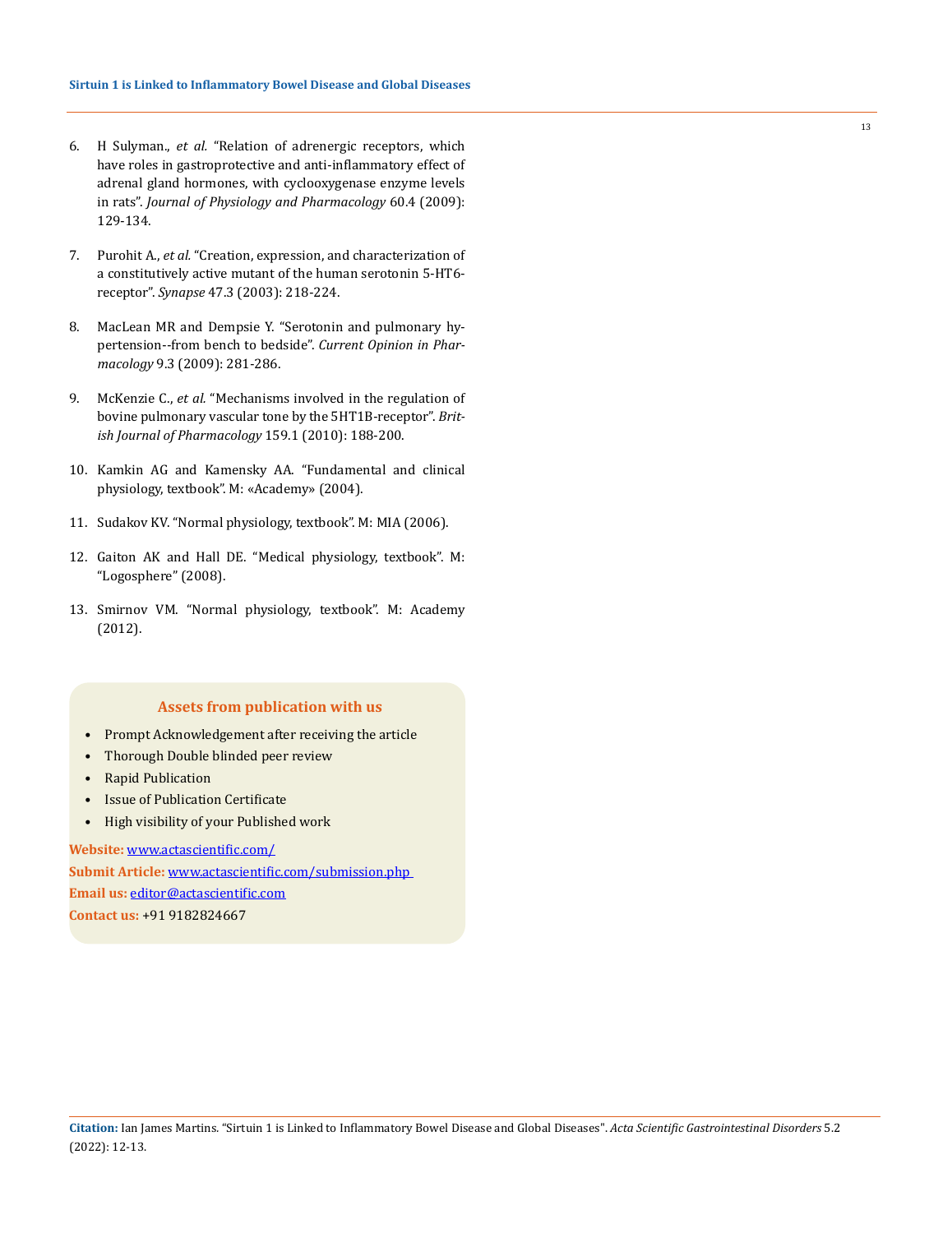6. H Sulyman., *et al.* "Relation of adrenergic receptors, which have roles in gastroprotective and anti-inflammatory effect of adrenal gland hormones, with cyclooxygenase enzyme levels in rats". *Journal of Physiology and Pharmacology* 60.4 (2009): 129-134.

7. Purohit A., *et al.* "Creation, expression, and characterization of a constitutively active mutant of the human serotonin 5-HT6-receptor". *Synapse* 47.3 (2003): 218-224.

8. MacLean MR and Dempsie Y. "Serotonin and pulmonary hypertension--from bench to bedside". *Current Opinion in Pharmacology* 9.3 (2009): 281-286.

9. McKenzie C., *et al.* "Mechanisms involved in the regulation of bovine pulmonary vascular tone by the 5HT1B-receptor". *British Journal of Pharmacology* 159.1 (2010): 188-200.

10. Kamkin AG and Kamensky AA. "Fundamental and clinical physiology, textbook". M: «Academy» (2004).

11. Sudakov KV. "Normal physiology, textbook". M: MIA (2006).

12. Gaiton AK and Hall DE. "Medical physiology, textbook". M: "Logosphere" (2008).

13. Smirnov VM. "Normal physiology, textbook". M: Academy (2012).

**Assets from publication with us**

- Prompt Acknowledgement after receiving the article
- Thorough Double blinded peer review
- Rapid Publication
- Issue of Publication Certificate
- High visibility of your Published work

**Website:** www.actascientific.com/

**Submit Article:** www.actascientific.com/submission.php

**Email us:** editor@actascientific.com

**Contact us:** +91 9182824667

**Citation:** Ian James Martins. "Sirtuin 1 is Linked to Inflammatory Bowel Disease and Global Diseases". *Acta Scientific Gastrointestinal Disorders* 5.2 (2022): 12-13.